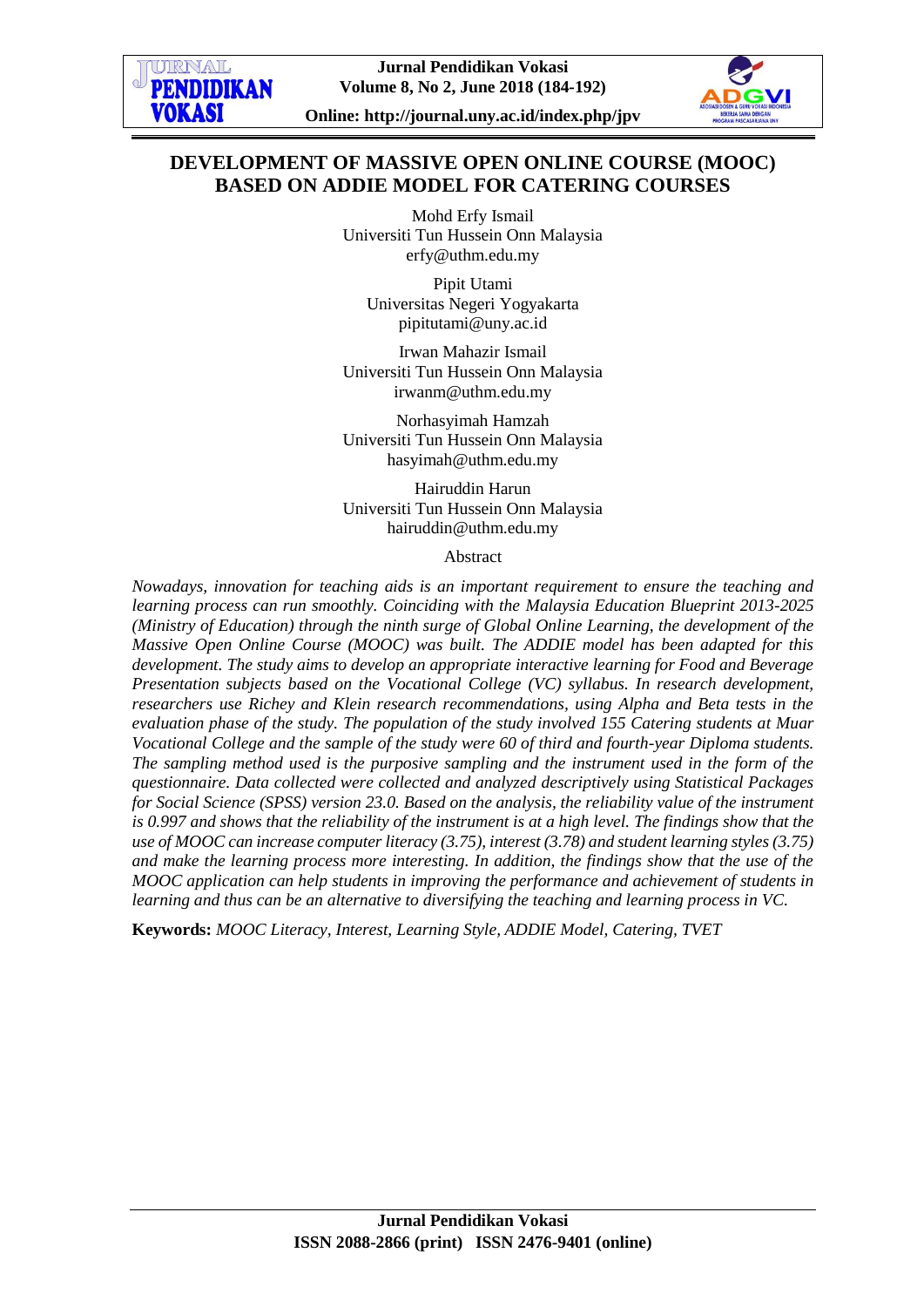# DEVELOPMENT OF MASSIVE OPEN ONLINE COURSE (MOOC) BASED ON ADDIE MODEL FOR CATERING COURSES

Mohd Erfy Ismail
Universiti Tun Hussein Onn Malaysia
erfy@uthm.edu.my

Pipit Utami
Universitas Negeri Yogyakarta
pipitutami@uny.ac.id

Irwan Mahazir Ismail
Universiti Tun Hussein Onn Malaysia
irwanm@uthm.edu.my

Norhasyimah Hamzah
Universiti Tun Hussein Onn Malaysia
hasyimah@uthm.edu.my

Hairuddin Harun
Universiti Tun Hussein Onn Malaysia
hairuddin@uthm.edu.my

## Abstract

*Nowadays, innovation for teaching aids is an important requirement to ensure the teaching and learning process can run smoothly. Coinciding with the Malaysia Education Blueprint 2013-2025 (Ministry of Education) through the ninth surge of Global Online Learning, the development of the Massive Open Online Course (MOOC) was built. The ADDIE model has been adapted for this development. The study aims to develop an appropriate interactive learning for Food and Beverage Presentation subjects based on the Vocational College (VC) syllabus. In research development, researchers use Richey and Klein research recommendations, using Alpha and Beta tests in the evaluation phase of the study. The population of the study involved 155 Catering students at Muar Vocational College and the sample of the study were 60 of third and fourth-year Diploma students. The sampling method used is the purposive sampling and the instrument used in the form of the questionnaire. Data collected were collected and analyzed descriptively using Statistical Packages for Social Science (SPSS) version 23.0. Based on the analysis, the reliability value of the instrument is 0.997 and shows that the reliability of the instrument is at a high level. The findings show that the use of MOOC can increase computer literacy (3.75), interest (3.78) and student learning styles (3.75) and make the learning process more interesting. In addition, the findings show that the use of the MOOC application can help students in improving the performance and achievement of students in learning and thus can be an alternative to diversifying the teaching and learning process in VC.*

**Keywords:** *MOOC Literacy, Interest, Learning Style, ADDIE Model, Catering, TVET*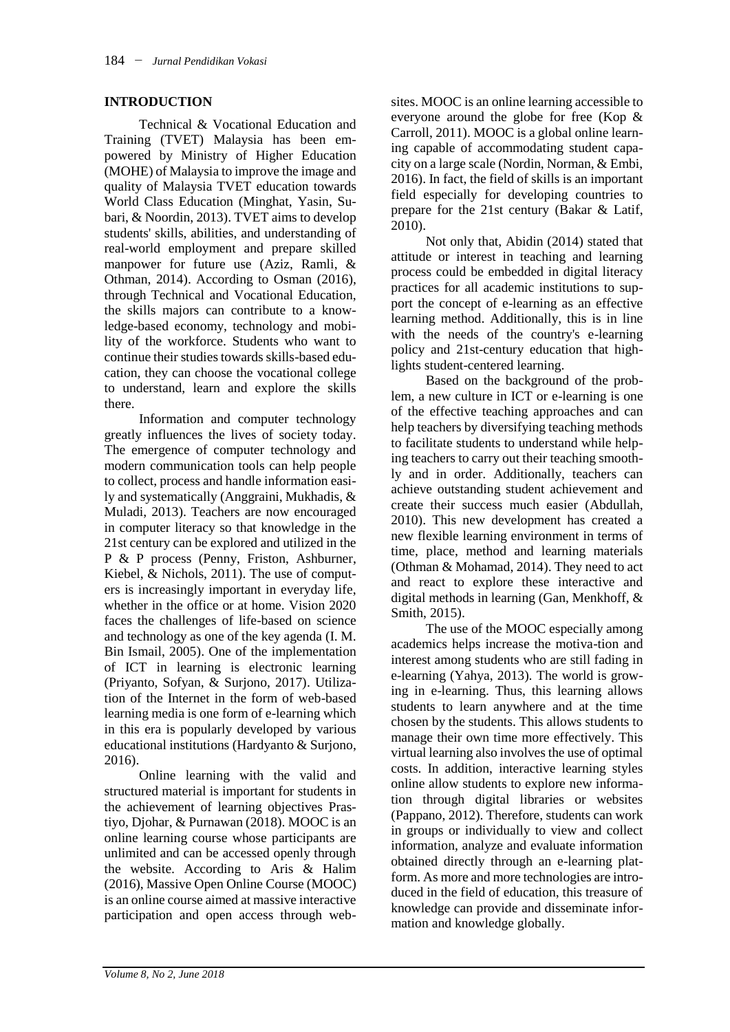## INTRODUCTION

Technical & Vocational Education and Training (TVET) Malaysia has been empowered by Ministry of Higher Education (MOHE) of Malaysia to improve the image and quality of Malaysia TVET education towards World Class Education (Minghat, Yasin, Subari, & Noordin, 2013). TVET aims to develop students' skills, abilities, and understanding of real-world employment and prepare skilled manpower for future use (Aziz, Ramli, & Othman, 2014). According to Osman (2016), through Technical and Vocational Education, the skills majors can contribute to a knowledge-based economy, technology and mobility of the workforce. Students who want to continue their studies towards skills-based education, they can choose the vocational college to understand, learn and explore the skills there.

Information and computer technology greatly influences the lives of society today. The emergence of computer technology and modern communication tools can help people to collect, process and handle information easily and systematically (Anggraini, Mukhadis, & Muladi, 2013). Teachers are now encouraged in computer literacy so that knowledge in the 21st century can be explored and utilized in the P & P process (Penny, Friston, Ashburner, Kiebel, & Nichols, 2011). The use of computers is increasingly important in everyday life, whether in the office or at home. Vision 2020 faces the challenges of life-based on science and technology as one of the key agenda (I. M. Bin Ismail, 2005). One of the implementation of ICT in learning is electronic learning (Priyanto, Sofyan, & Surjono, 2017). Utilization of the Internet in the form of web-based learning media is one form of e-learning which in this era is popularly developed by various educational institutions (Hardyanto & Surjono, 2016).

Online learning with the valid and structured material is important for students in the achievement of learning objectives Prastiyo, Djohar, & Purnawan (2018). MOOC is an online learning course whose participants are unlimited and can be accessed openly through the website. According to Aris & Halim (2016), Massive Open Online Course (MOOC) is an online course aimed at massive interactive participation and open access through websites. MOOC is an online learning accessible to everyone around the globe for free (Kop & Carroll, 2011). MOOC is a global online learning capable of accommodating student capacity on a large scale (Nordin, Norman, & Embi, 2016). In fact, the field of skills is an important field especially for developing countries to prepare for the 21st century (Bakar & Latif, 2010).

Not only that, Abidin (2014) stated that attitude or interest in teaching and learning process could be embedded in digital literacy practices for all academic institutions to support the concept of e-learning as an effective learning method. Additionally, this is in line with the needs of the country's e-learning policy and 21st-century education that highlights student-centered learning.

Based on the background of the problem, a new culture in ICT or e-learning is one of the effective teaching approaches and can help teachers by diversifying teaching methods to facilitate students to understand while helping teachers to carry out their teaching smoothly and in order. Additionally, teachers can achieve outstanding student achievement and create their success much easier (Abdullah, 2010). This new development has created a new flexible learning environment in terms of time, place, method and learning materials (Othman & Mohamad, 2014). They need to act and react to explore these interactive and digital methods in learning (Gan, Menkhoff, & Smith, 2015).

The use of the MOOC especially among academics helps increase the motiva-tion and interest among students who are still fading in e-learning (Yahya, 2013). The world is growing in e-learning. Thus, this learning allows students to learn anywhere and at the time chosen by the students. This allows students to manage their own time more effectively. This virtual learning also involves the use of optimal costs. In addition, interactive learning styles online allow students to explore new information through digital libraries or websites (Pappano, 2012). Therefore, students can work in groups or individually to view and collect information, analyze and evaluate information obtained directly through an e-learning platform. As more and more technologies are introduced in the field of education, this treasure of knowledge can provide and disseminate information and knowledge globally.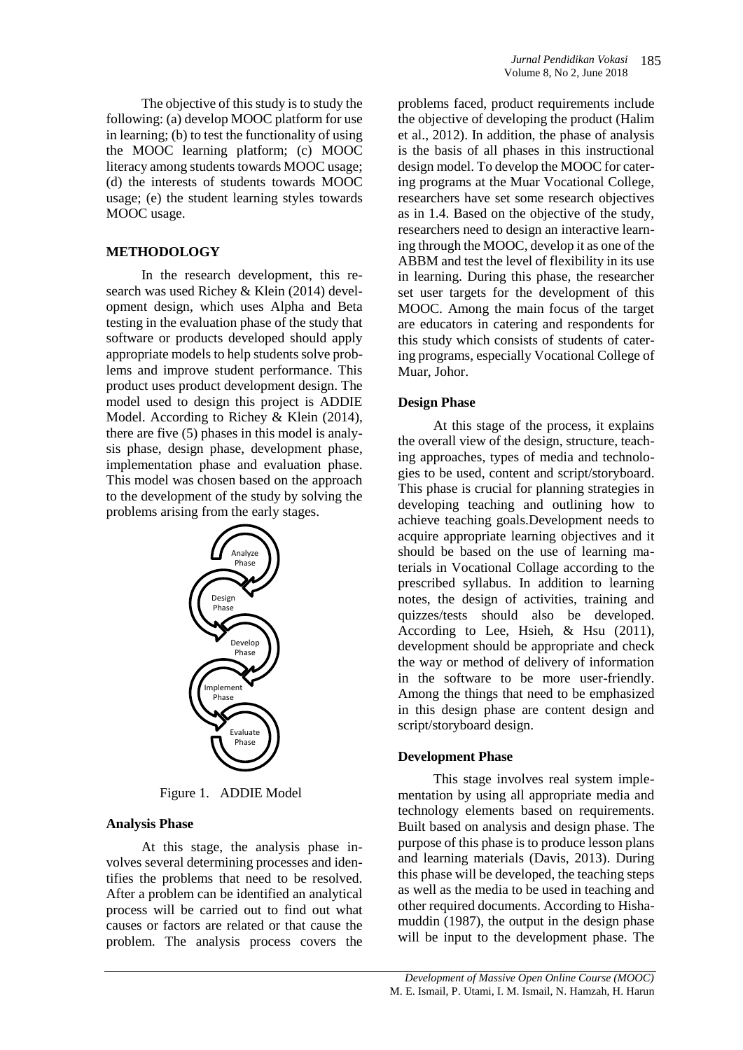The objective of this study is to study the following: (a) develop MOOC platform for use in learning; (b) to test the functionality of using the MOOC learning platform; (c) MOOC literacy among students towards MOOC usage; (d) the interests of students towards MOOC usage; (e) the student learning styles towards MOOC usage.

## METHODOLOGY

In the research development, this research was used Richey & Klein (2014) development design, which uses Alpha and Beta testing in the evaluation phase of the study that software or products developed should apply appropriate models to help students solve problems and improve student performance. This product uses product development design. The model used to design this project is ADDIE Model. According to Richey & Klein (2014), there are five (5) phases in this model is analysis phase, design phase, development phase, implementation phase and evaluation phase. This model was chosen based on the approach to the development of the study by solving the problems arising from the early stages.

Analyze Phase

Design Phase

Develop Phase

Implement Phase

Evaluate Phase

Figure 1. ADDIE Model

### Analysis Phase

At this stage, the analysis phase involves several determining processes and identifies the problems that need to be resolved. After a problem can be identified an analytical process will be carried out to find out what causes or factors are related or that cause the problem. The analysis process covers the problems faced, product requirements include the objective of developing the product (Halim et al., 2012). In addition, the phase of analysis is the basis of all phases in this instructional design model. To develop the MOOC for catering programs at the Muar Vocational College, researchers have set some research objectives as in 1.4. Based on the objective of the study, researchers need to design an interactive learning through the MOOC, develop it as one of the ABBM and test the level of flexibility in its use in learning. During this phase, the researcher set user targets for the development of this MOOC. Among the main focus of the target are educators in catering and respondents for this study which consists of students of catering programs, especially Vocational College of Muar, Johor.

### Design Phase

At this stage of the process, it explains the overall view of the design, structure, teaching approaches, types of media and technologies to be used, content and script/storyboard. This phase is crucial for planning strategies in developing teaching and outlining how to achieve teaching goals.Development needs to acquire appropriate learning objectives and it should be based on the use of learning materials in Vocational Collage according to the prescribed syllabus. In addition to learning notes, the design of activities, training and quizzes/tests should also be developed. According to Lee, Hsieh, & Hsu (2011), development should be appropriate and check the way or method of delivery of information in the software to be more user-friendly. Among the things that need to be emphasized in this design phase are content design and script/storyboard design.

### Development Phase

This stage involves real system implementation by using all appropriate media and technology elements based on requirements. Built based on analysis and design phase. The purpose of this phase is to produce lesson plans and learning materials (Davis, 2013). During this phase will be developed, the teaching steps as well as the media to be used in teaching and other required documents. According to Hishamuddin (1987), the output in the design phase will be input to the development phase. The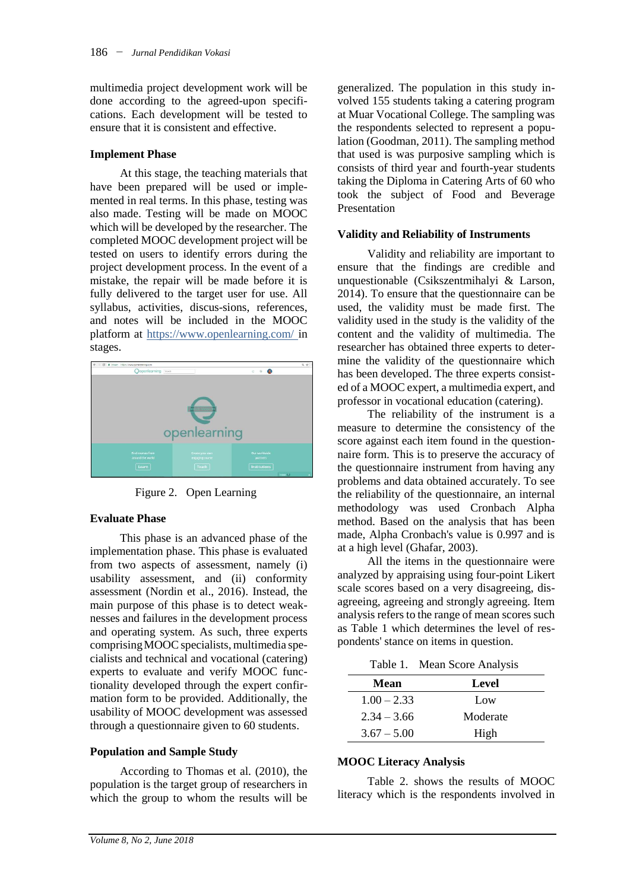multimedia project development work will be done according to the agreed-upon specifications. Each development will be tested to ensure that it is consistent and effective.

### Implement Phase

At this stage, the teaching materials that have been prepared will be used or implemented in real terms. In this phase, testing was also made. Testing will be made on MOOC which will be developed by the researcher. The completed MOOC development project will be tested on users to identify errors during the project development process. In the event of a mistake, the repair will be made before it is fully delivered to the target user for use. All syllabus, activities, discus-sions, references, and notes will be included in the MOOC platform at https://www.openlearning.com/ in stages.

Figure 2. Open Learning

### Evaluate Phase

This phase is an advanced phase of the implementation phase. This phase is evaluated from two aspects of assessment, namely (i) usability assessment, and (ii) conformity assessment (Nordin et al., 2016). Instead, the main purpose of this phase is to detect weaknesses and failures in the development process and operating system. As such, three experts comprising MOOC specialists, multimedia specialists and technical and vocational (catering) experts to evaluate and verify MOOC functionality developed through the expert confirmation form to be provided. Additionally, the usability of MOOC development was assessed through a questionnaire given to 60 students.

### Population and Sample Study

According to Thomas et al. (2010), the population is the target group of researchers in which the group to whom the results will be generalized. The population in this study involved 155 students taking a catering program at Muar Vocational College. The sampling was the respondents selected to represent a population (Goodman, 2011). The sampling method that used is was purposive sampling which is consists of third year and fourth-year students taking the Diploma in Catering Arts of 60 who took the subject of Food and Beverage Presentation

### Validity and Reliability of Instruments

Validity and reliability are important to ensure that the findings are credible and unquestionable (Csikszentmihalyi & Larson, 2014). To ensure that the questionnaire can be used, the validity must be made first. The validity used in the study is the validity of the content and the validity of multimedia. The researcher has obtained three experts to determine the validity of the questionnaire which has been developed. The three experts consisted of a MOOC expert, a multimedia expert, and professor in vocational education (catering).

The reliability of the instrument is a measure to determine the consistency of the score against each item found in the questionnaire form. This is to preserve the accuracy of the questionnaire instrument from having any problems and data obtained accurately. To see the reliability of the questionnaire, an internal methodology was used Cronbach Alpha method. Based on the analysis that has been made, Alpha Cronbach's value is 0.997 and is at a high level (Ghafar, 2003).

All the items in the questionnaire were analyzed by appraising using four-point Likert scale scores based on a very disagreeing, disagreeing, agreeing and strongly agreeing. Item analysis refers to the range of mean scores such as Table 1 which determines the level of respondents' stance on items in question.

Table 1. Mean Score Analysis

| Mean | Level |
|---|---|
| 1.00 – 2.33 | Low |
| 2.34 – 3.66 | Moderate |
| 3.67 – 5.00 | High |

### MOOC Literacy Analysis

Table 2. shows the results of MOOC literacy which is the respondents involved in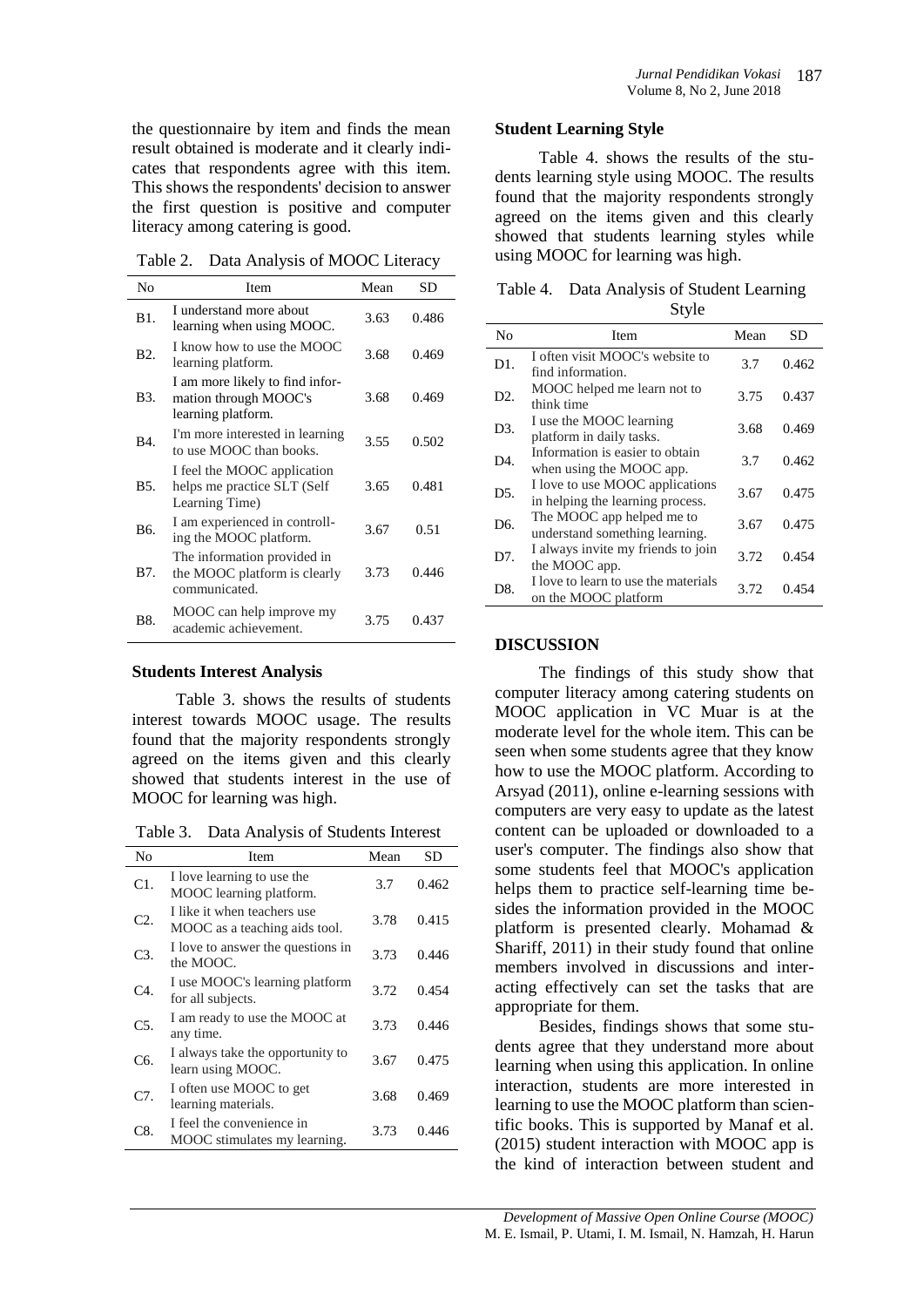the questionnaire by item and finds the mean result obtained is moderate and it clearly indicates that respondents agree with this item. This shows the respondents' decision to answer the first question is positive and computer literacy among catering is good.

Table 2. Data Analysis of MOOC Literacy

| No | Item | Mean | SD |
|---|---|---|---|
| B1. | I understand more about learning when using MOOC. | 3.63 | 0.486 |
| B2. | I know how to use the MOOC learning platform. | 3.68 | 0.469 |
| B3. | I am more likely to find information through MOOC's learning platform. | 3.68 | 0.469 |
| B4. | I'm more interested in learning to use MOOC than books. | 3.55 | 0.502 |
| B5. | I feel the MOOC application helps me practice SLT (Self Learning Time) | 3.65 | 0.481 |
| B6. | I am experienced in controlling the MOOC platform. | 3.67 | 0.51 |
| B7. | The information provided in the MOOC platform is clearly communicated. | 3.73 | 0.446 |
| B8. | MOOC can help improve my academic achievement. | 3.75 | 0.437 |

### Students Interest Analysis

Table 3. shows the results of students interest towards MOOC usage. The results found that the majority respondents strongly agreed on the items given and this clearly showed that students interest in the use of MOOC for learning was high.

Table 3. Data Analysis of Students Interest

| No | Item | Mean | SD |
|---|---|---|---|
| C1. | I love learning to use the MOOC learning platform. | 3.7 | 0.462 |
| C2. | I like it when teachers use MOOC as a teaching aids tool. | 3.78 | 0.415 |
| C3. | I love to answer the questions in the MOOC. | 3.73 | 0.446 |
| C4. | I use MOOC's learning platform for all subjects. | 3.72 | 0.454 |
| C5. | I am ready to use the MOOC at any time. | 3.73 | 0.446 |
| C6. | I always take the opportunity to learn using MOOC. | 3.67 | 0.475 |
| C7. | I often use MOOC to get learning materials. | 3.68 | 0.469 |
| C8. | I feel the convenience in MOOC stimulates my learning. | 3.73 | 0.446 |

### Student Learning Style

Table 4. shows the results of the students learning style using MOOC. The results found that the majority respondents strongly agreed on the items given and this clearly showed that students learning styles while using MOOC for learning was high.

Table 4. Data Analysis of Student Learning Style

| No | Item | Mean | SD |
|---|---|---|---|
| D1. | I often visit MOOC's website to find information. | 3.7 | 0.462 |
| D2. | MOOC helped me learn not to think time | 3.75 | 0.437 |
| D3. | I use the MOOC learning platform in daily tasks. | 3.68 | 0.469 |
| D4. | Information is easier to obtain when using the MOOC app. | 3.7 | 0.462 |
| D5. | I love to use MOOC applications in helping the learning process. | 3.67 | 0.475 |
| D6. | The MOOC app helped me to understand something learning. | 3.67 | 0.475 |
| D7. | I always invite my friends to join the MOOC app. | 3.72 | 0.454 |
| D8. | I love to learn to use the materials on the MOOC platform | 3.72 | 0.454 |

## DISCUSSION

The findings of this study show that computer literacy among catering students on MOOC application in VC Muar is at the moderate level for the whole item. This can be seen when some students agree that they know how to use the MOOC platform. According to Arsyad (2011), online e-learning sessions with computers are very easy to update as the latest content can be uploaded or downloaded to a user's computer. The findings also show that some students feel that MOOC's application helps them to practice self-learning time besides the information provided in the MOOC platform is presented clearly. Mohamad & Shariff, 2011) in their study found that online members involved in discussions and interacting effectively can set the tasks that are appropriate for them.

Besides, findings shows that some students agree that they understand more about learning when using this application. In online interaction, students are more interested in learning to use the MOOC platform than scientific books. This is supported by Manaf et al. (2015) student interaction with MOOC app is the kind of interaction between student and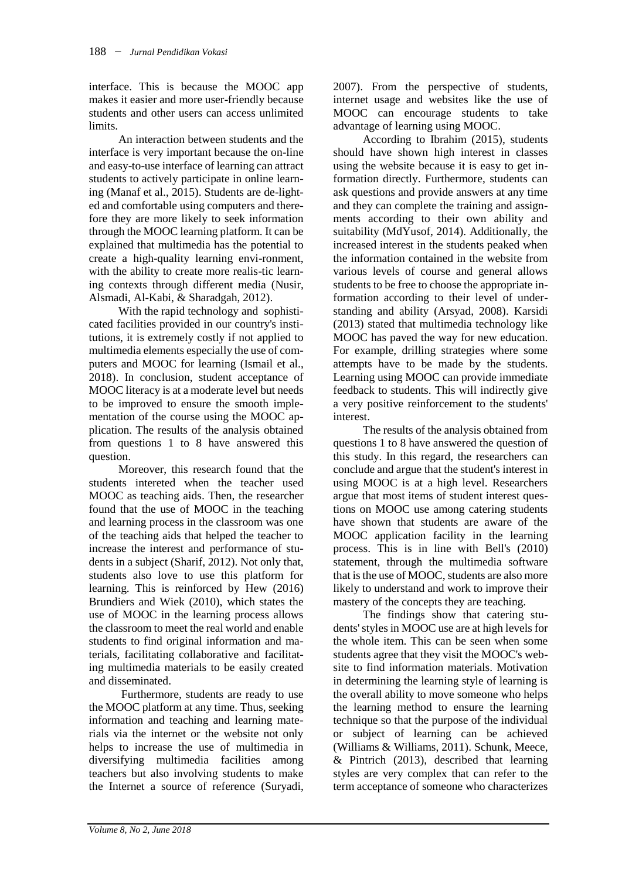interface. This is because the MOOC app makes it easier and more user-friendly because students and other users can access unlimited limits.

An interaction between students and the interface is very important because the on-line and easy-to-use interface of learning can attract students to actively participate in online learning (Manaf et al., 2015). Students are de-lighted and comfortable using computers and therefore they are more likely to seek information through the MOOC learning platform. It can be explained that multimedia has the potential to create a high-quality learning envi-ronment, with the ability to create more realis-tic learning contexts through different media (Nusir, Alsmadi, Al-Kabi, & Sharadgah, 2012).

With the rapid technology and sophisticated facilities provided in our country's institutions, it is extremely costly if not applied to multimedia elements especially the use of computers and MOOC for learning (Ismail et al., 2018). In conclusion, student acceptance of MOOC literacy is at a moderate level but needs to be improved to ensure the smooth implementation of the course using the MOOC application. The results of the analysis obtained from questions 1 to 8 have answered this question.

Moreover, this research found that the students intereted when the teacher used MOOC as teaching aids. Then, the researcher found that the use of MOOC in the teaching and learning process in the classroom was one of the teaching aids that helped the teacher to increase the interest and performance of students in a subject (Sharif, 2012). Not only that, students also love to use this platform for learning. This is reinforced by Hew (2016) Brundiers and Wiek (2010), which states the use of MOOC in the learning process allows the classroom to meet the real world and enable students to find original information and materials, facilitating collaborative and facilitating multimedia materials to be easily created and disseminated.

Furthermore, students are ready to use the MOOC platform at any time. Thus, seeking information and teaching and learning materials via the internet or the website not only helps to increase the use of multimedia in diversifying multimedia facilities among teachers but also involving students to make the Internet a source of reference (Suryadi, 2007). From the perspective of students, internet usage and websites like the use of MOOC can encourage students to take advantage of learning using MOOC.

According to Ibrahim (2015), students should have shown high interest in classes using the website because it is easy to get information directly. Furthermore, students can ask questions and provide answers at any time and they can complete the training and assignments according to their own ability and suitability (MdYusof, 2014). Additionally, the increased interest in the students peaked when the information contained in the website from various levels of course and general allows students to be free to choose the appropriate information according to their level of understanding and ability (Arsyad, 2008). Karsidi (2013) stated that multimedia technology like MOOC has paved the way for new education. For example, drilling strategies where some attempts have to be made by the students. Learning using MOOC can provide immediate feedback to students. This will indirectly give a very positive reinforcement to the students' interest.

The results of the analysis obtained from questions 1 to 8 have answered the question of this study. In this regard, the researchers can conclude and argue that the student's interest in using MOOC is at a high level. Researchers argue that most items of student interest questions on MOOC use among catering students have shown that students are aware of the MOOC application facility in the learning process. This is in line with Bell's (2010) statement, through the multimedia software that is the use of MOOC, students are also more likely to understand and work to improve their mastery of the concepts they are teaching.

The findings show that catering students' styles in MOOC use are at high levels for the whole item. This can be seen when some students agree that they visit the MOOC's website to find information materials. Motivation in determining the learning style of learning is the overall ability to move someone who helps the learning method to ensure the learning technique so that the purpose of the individual or subject of learning can be achieved (Williams & Williams, 2011). Schunk, Meece, & Pintrich (2013), described that learning styles are very complex that can refer to the term acceptance of someone who characterizes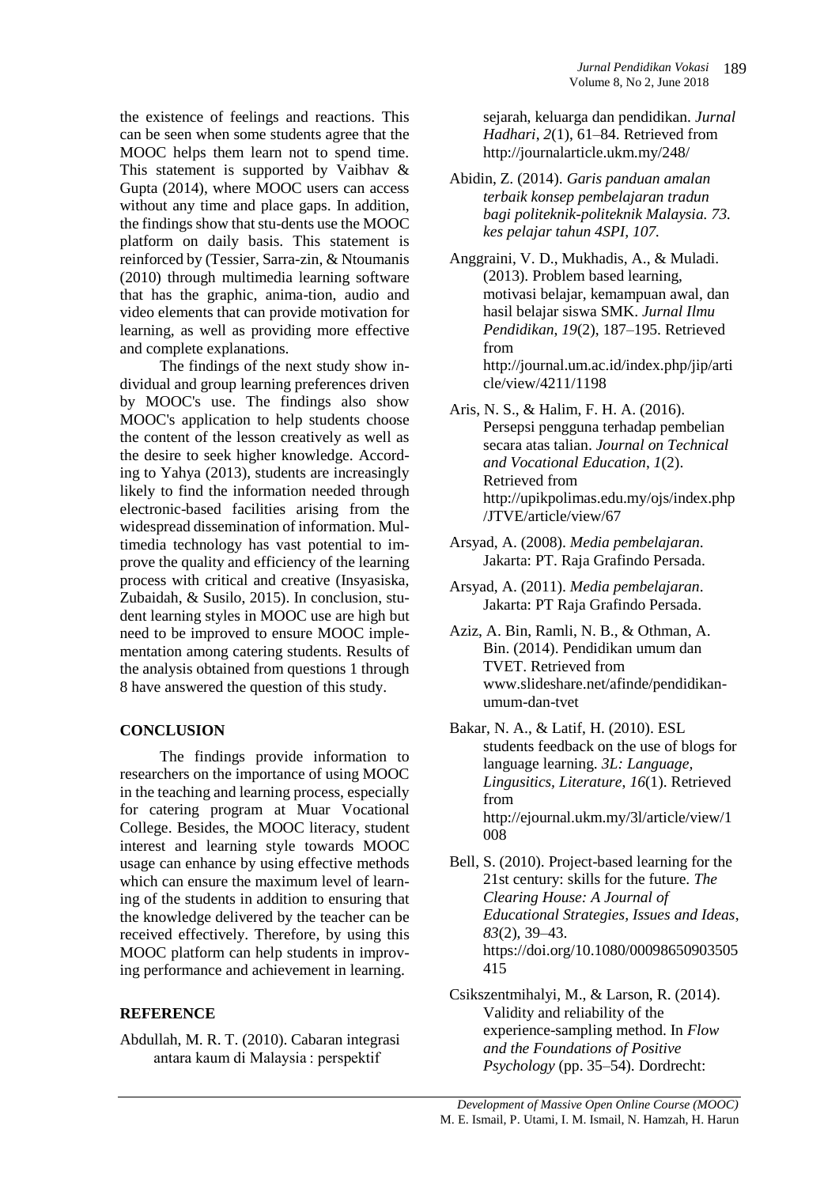the existence of feelings and reactions. This can be seen when some students agree that the MOOC helps them learn not to spend time. This statement is supported by Vaibhav & Gupta (2014), where MOOC users can access without any time and place gaps. In addition, the findings show that stu-dents use the MOOC platform on daily basis. This statement is reinforced by (Tessier, Sarra-zin, & Ntoumanis (2010) through multimedia learning software that has the graphic, anima-tion, audio and video elements that can provide motivation for learning, as well as providing more effective and complete explanations.

The findings of the next study show individual and group learning preferences driven by MOOC's use. The findings also show MOOC's application to help students choose the content of the lesson creatively as well as the desire to seek higher knowledge. According to Yahya (2013), students are increasingly likely to find the information needed through electronic-based facilities arising from the widespread dissemination of information. Multimedia technology has vast potential to improve the quality and efficiency of the learning process with critical and creative (Insyasiska, Zubaidah, & Susilo, 2015). In conclusion, student learning styles in MOOC use are high but need to be improved to ensure MOOC implementation among catering students. Results of the analysis obtained from questions 1 through 8 have answered the question of this study.

## CONCLUSION

The findings provide information to researchers on the importance of using MOOC in the teaching and learning process, especially for catering program at Muar Vocational College. Besides, the MOOC literacy, student interest and learning style towards MOOC usage can enhance by using effective methods which can ensure the maximum level of learning of the students in addition to ensuring that the knowledge delivered by the teacher can be received effectively. Therefore, by using this MOOC platform can help students in improving performance and achievement in learning.

## REFERENCE

Abdullah, M. R. T. (2010). Cabaran integrasi antara kaum di Malaysia : perspektif sejarah, keluarga dan pendidikan. *Jurnal Hadhari*, *2*(1), 61–84. Retrieved from http://journalarticle.ukm.my/248/

Abidin, Z. (2014). *Garis panduan amalan terbaik konsep pembelajaran tradun bagi politeknik-politeknik Malaysia. 73. kes pelajar tahun 4SPI, 107.*

Anggraini, V. D., Mukhadis, A., & Muladi. (2013). Problem based learning, motivasi belajar, kemampuan awal, dan hasil belajar siswa SMK. *Jurnal Ilmu Pendidikan*, *19*(2), 187–195. Retrieved from http://journal.um.ac.id/index.php/jip/article/view/4211/1198

Aris, N. S., & Halim, F. H. A. (2016). Persepsi pengguna terhadap pembelian secara atas talian. *Journal on Technical and Vocational Education*, *1*(2). Retrieved from http://upikpolimas.edu.my/ojs/index.php/JTVE/article/view/67

Arsyad, A. (2008). *Media pembelajaran*. Jakarta: PT. Raja Grafindo Persada.

Arsyad, A. (2011). *Media pembelajaran*. Jakarta: PT Raja Grafindo Persada.

Aziz, A. Bin, Ramli, N. B., & Othman, A. Bin. (2014). Pendidikan umum dan TVET. Retrieved from www.slideshare.net/afinde/pendidikan-umum-dan-tvet

Bakar, N. A., & Latif, H. (2010). ESL students feedback on the use of blogs for language learning. *3L: Language, Lingusitics, Literature*, *16*(1). Retrieved from http://ejournal.ukm.my/3l/article/view/1008

Bell, S. (2010). Project-based learning for the 21st century: skills for the future. *The Clearing House: A Journal of Educational Strategies, Issues and Ideas*, *83*(2), 39–43. https://doi.org/10.1080/00098650903505415

Csikszentmihalyi, M., & Larson, R. (2014). Validity and reliability of the experience-sampling method. In *Flow and the Foundations of Positive Psychology* (pp. 35–54). Dordrecht: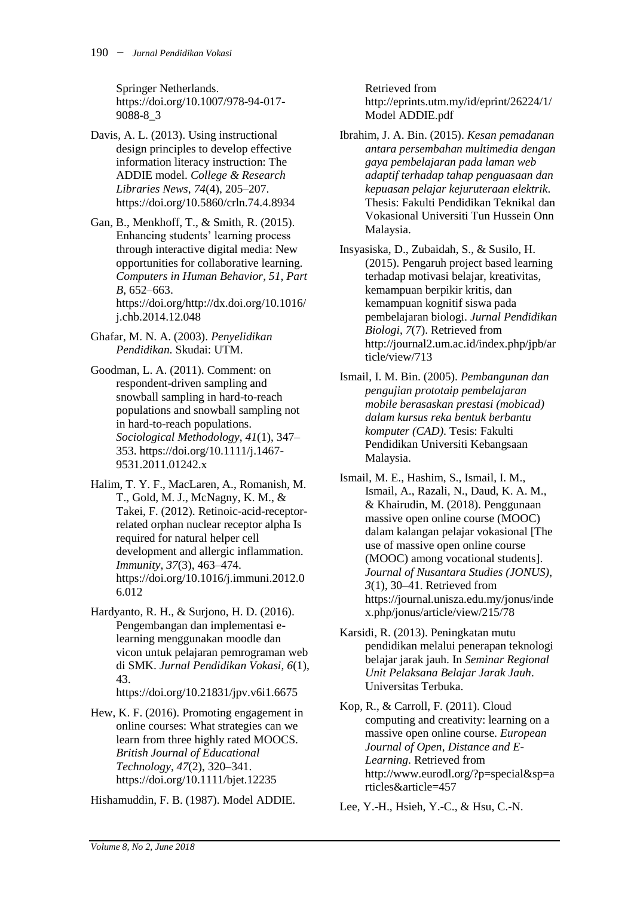Springer Netherlands. https://doi.org/10.1007/978-94-017-9088-8_3

Davis, A. L. (2013). Using instructional design principles to develop effective information literacy instruction: The ADDIE model. *College & Research Libraries News*, *74*(4), 205–207. https://doi.org/10.5860/crln.74.4.8934

Gan, B., Menkhoff, T., & Smith, R. (2015). Enhancing students' learning process through interactive digital media: New opportunities for collaborative learning. *Computers in Human Behavior*, *51, Part B*, 652–663. https://doi.org/http://dx.doi.org/10.1016/j.chb.2014.12.048

Ghafar, M. N. A. (2003). *Penyelidikan Pendidikan.* Skudai: UTM.

Goodman, L. A. (2011). Comment: on respondent-driven sampling and snowball sampling in hard-to-reach populations and snowball sampling not in hard-to-reach populations. *Sociological Methodology*, *41*(1), 347–353. https://doi.org/10.1111/j.1467-9531.2011.01242.x

Halim, T. Y. F., MacLaren, A., Romanish, M. T., Gold, M. J., McNagny, K. M., & Takei, F. (2012). Retinoic-acid-receptor-related orphan nuclear receptor alpha Is required for natural helper cell development and allergic inflammation. *Immunity*, *37*(3), 463–474. https://doi.org/10.1016/j.immuni.2012.06.012

Hardyanto, R. H., & Surjono, H. D. (2016). Pengembangan dan implementasi e-learning menggunakan moodle dan vicon untuk pelajaran pemrograman web di SMK. *Jurnal Pendidikan Vokasi*, *6*(1), 43. https://doi.org/10.21831/jpv.v6i1.6675

Hew, K. F. (2016). Promoting engagement in online courses: What strategies can we learn from three highly rated MOOCS. *British Journal of Educational Technology*, *47*(2), 320–341. https://doi.org/10.1111/bjet.12235

Hishamuddin, F. B. (1987). Model ADDIE. Retrieved from http://eprints.utm.my/id/eprint/26224/1/Model ADDIE.pdf

Ibrahim, J. A. Bin. (2015). *Kesan pemadanan antara persembahan multimedia dengan gaya pembelajaran pada laman web adaptif terhadap tahap penguasaan dan kepuasan pelajar kejuruteraan elektrik*. Thesis: Fakulti Pendidikan Teknikal dan Vokasional Universiti Tun Hussein Onn Malaysia.

Insyasiska, D., Zubaidah, S., & Susilo, H. (2015). Pengaruh project based learning terhadap motivasi belajar, kreativitas, kemampuan berpikir kritis, dan kemampuan kognitif siswa pada pembelajaran biologi. *Jurnal Pendidikan Biologi*, *7*(7). Retrieved from http://journal2.um.ac.id/index.php/jpb/article/view/713

Ismail, I. M. Bin. (2005). *Pembangunan dan pengujian prototaip pembelajaran mobile berasaskan prestasi (mobicad) dalam kursus reka bentuk berbantu komputer (CAD).* Tesis: Fakulti Pendidikan Universiti Kebangsaan Malaysia.

Ismail, M. E., Hashim, S., Ismail, I. M., Ismail, A., Razali, N., Daud, K. A. M., & Khairudin, M. (2018). Penggunaan massive open online course (MOOC) dalam kalangan pelajar vokasional [The use of massive open online course (MOOC) among vocational students]. *Journal of Nusantara Studies (JONUS)*, *3*(1), 30–41. Retrieved from https://journal.unisza.edu.my/jonus/index.php/jonus/article/view/215/78

Karsidi, R. (2013). Peningkatan mutu pendidikan melalui penerapan teknologi belajar jarak jauh. In *Seminar Regional Unit Pelaksana Belajar Jarak Jauh*. Universitas Terbuka.

Kop, R., & Carroll, F. (2011). Cloud computing and creativity: learning on a massive open online course. *European Journal of Open, Distance and E-Learning*. Retrieved from http://www.eurodl.org/?p=special&sp=articles&article=457

Lee, Y.-H., Hsieh, Y.-C., & Hsu, C.-N.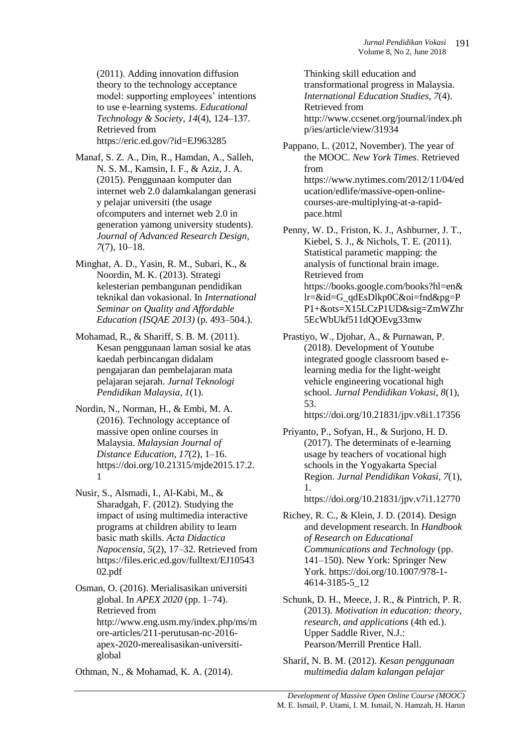(2011). Adding innovation diffusion theory to the technology acceptance model: supporting employees' intentions to use e-learning systems. *Educational Technology & Society*, *14*(4), 124–137. Retrieved from https://eric.ed.gov/?id=EJ963285

Manaf, S. Z. A., Din, R., Hamdan, A., Salleh, N. S. M., Kamsin, I. F., & Aziz, J. A. (2015). Penggunaan komputer dan internet web 2.0 dalamkalangan generasi y pelajar universiti (the usage ofcomputers and internet web 2.0 in generation yamong university students). *Journal of Advanced Research Design*, *7*(7), 10–18.

Minghat, A. D., Yasin, R. M., Subari, K., & Noordin, M. K. (2013). Strategi kelesterian pembangunan pendidikan teknikal dan vokasional. In *International Seminar on Quality and Affordable Education (ISQAE 2013)* (p. 493–504.).

Mohamad, R., & Shariff, S. B. M. (2011). Kesan penggunaan laman sosial ke atas kaedah perbincangan didalam pengajaran dan pembelajaran mata pelajaran sejarah. *Jurnal Teknologi Pendidikan Malaysia*, *1*(1).

Nordin, N., Norman, H., & Embi, M. A. (2016). Technology acceptance of massive open online courses in Malaysia. *Malaysian Journal of Distance Education*, *17*(2), 1–16. https://doi.org/10.21315/mjde2015.17.2.1

Nusir, S., Alsmadi, I., Al-Kabi, M., & Sharadgah, F. (2012). Studying the impact of using multimedia interactive programs at children ability to learn basic math skills. *Acta Didactica Napocensia*, *5*(2), 17–32. Retrieved from https://files.eric.ed.gov/fulltext/EJ1054302.pdf

Osman, O. (2016). Merialisasikan universiti global. In *APEX 2020* (pp. 1–74). Retrieved from http://www.eng.usm.my/index.php/ms/more-articles/211-perutusan-nc-2016-apex-2020-merealisasikan-universiti-global

Othman, N., & Mohamad, K. A. (2014). Thinking skill education and transformational progress in Malaysia. *International Education Studies*, *7*(4). Retrieved from http://www.ccsenet.org/journal/index.php/ies/article/view/31934

Pappano, L. (2012, November). The year of the MOOC. *New York Times*. Retrieved from https://www.nytimes.com/2012/11/04/education/edlife/massive-open-online-courses-are-multiplying-at-a-rapid-pace.html

Penny, W. D., Friston, K. J., Ashburner, J. T., Kiebel, S. J., & Nichols, T. E. (2011). Statistical parametic mapping: the analysis of functional brain image. Retrieved from https://books.google.com/books?hl=en&lr=&id=G_qdEsDlkp0C&oi=fnd&pg=PP1+&ots=X15LCzP1UD&sig=ZmWZhr5EcWbUkf511dQOEvg33mw

Prastiyo, W., Djohar, A., & Purnawan, P. (2018). Development of Youtube integrated google classroom based e-learning media for the light-weight vehicle engineering vocational high school. *Jurnal Pendidikan Vokasi*, *8*(1), 53. https://doi.org/10.21831/jpv.v8i1.17356

Priyanto, P., Sofyan, H., & Surjono, H. D. (2017). The determinats of e-learning usage by teachers of vocational high schools in the Yogyakarta Special Region. *Jurnal Pendidikan Vokasi*, *7*(1), 1. https://doi.org/10.21831/jpv.v7i1.12770

Richey, R. C., & Klein, J. D. (2014). Design and development research. In *Handbook of Research on Educational Communications and Technology* (pp. 141–150). New York: Springer New York. https://doi.org/10.1007/978-1-4614-3185-5_12

Schunk, D. H., Meece, J. R., & Pintrich, P. R. (2013). *Motivation in education: theory, research, and applications* (4th ed.). Upper Saddle River, N.J.: Pearson/Merrill Prentice Hall.

Sharif, N. B. M. (2012). *Kesan penggunaan multimedia dalam kalangan pelajar*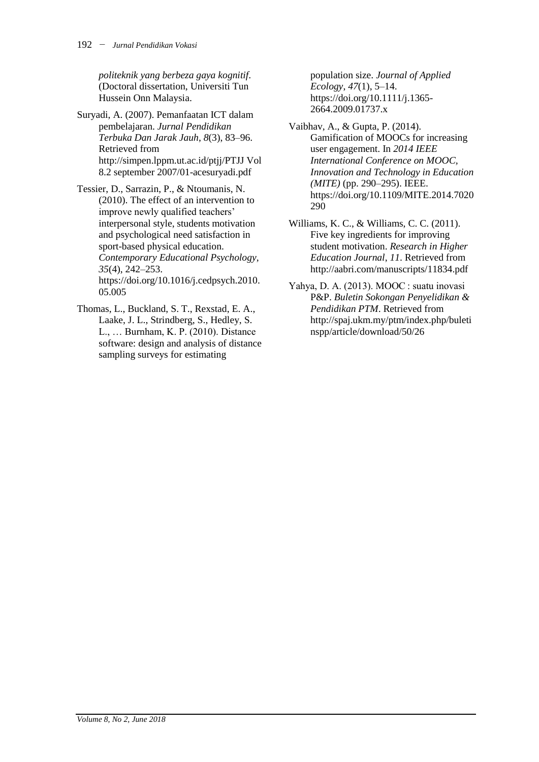*politeknik yang berbeza gaya kognitif*. (Doctoral dissertation, Universiti Tun Hussein Onn Malaysia.

Suryadi, A. (2007). Pemanfaatan ICT dalam pembelajaran. *Jurnal Pendidikan Terbuka Dan Jarak Jauh*, *8*(3), 83–96. Retrieved from http://simpen.lppm.ut.ac.id/ptjj/PTJJ Vol 8.2 september 2007/01-acesuryadi.pdf

Tessier, D., Sarrazin, P., & Ntoumanis, N. (2010). The effect of an intervention to improve newly qualified teachers' interpersonal style, students motivation and psychological need satisfaction in sport-based physical education. *Contemporary Educational Psychology*, *35*(4), 242–253. https://doi.org/10.1016/j.cedpsych.2010.05.005

Thomas, L., Buckland, S. T., Rexstad, E. A., Laake, J. L., Strindberg, S., Hedley, S. L., … Burnham, K. P. (2010). Distance software: design and analysis of distance sampling surveys for estimating population size. *Journal of Applied Ecology*, *47*(1), 5–14. https://doi.org/10.1111/j.1365-2664.2009.01737.x

Vaibhav, A., & Gupta, P. (2014). Gamification of MOOCs for increasing user engagement. In *2014 IEEE International Conference on MOOC, Innovation and Technology in Education (MITE)* (pp. 290–295). IEEE. https://doi.org/10.1109/MITE.2014.7020290

Williams, K. C., & Williams, C. C. (2011). Five key ingredients for improving student motivation. *Research in Higher Education Journal*, *11*. Retrieved from http://aabri.com/manuscripts/11834.pdf

Yahya, D. A. (2013). MOOC : suatu inovasi P&P. *Buletin Sokongan Penyelidikan & Pendidikan PTM*. Retrieved from http://spaj.ukm.my/ptm/index.php/buletinspp/article/download/50/26